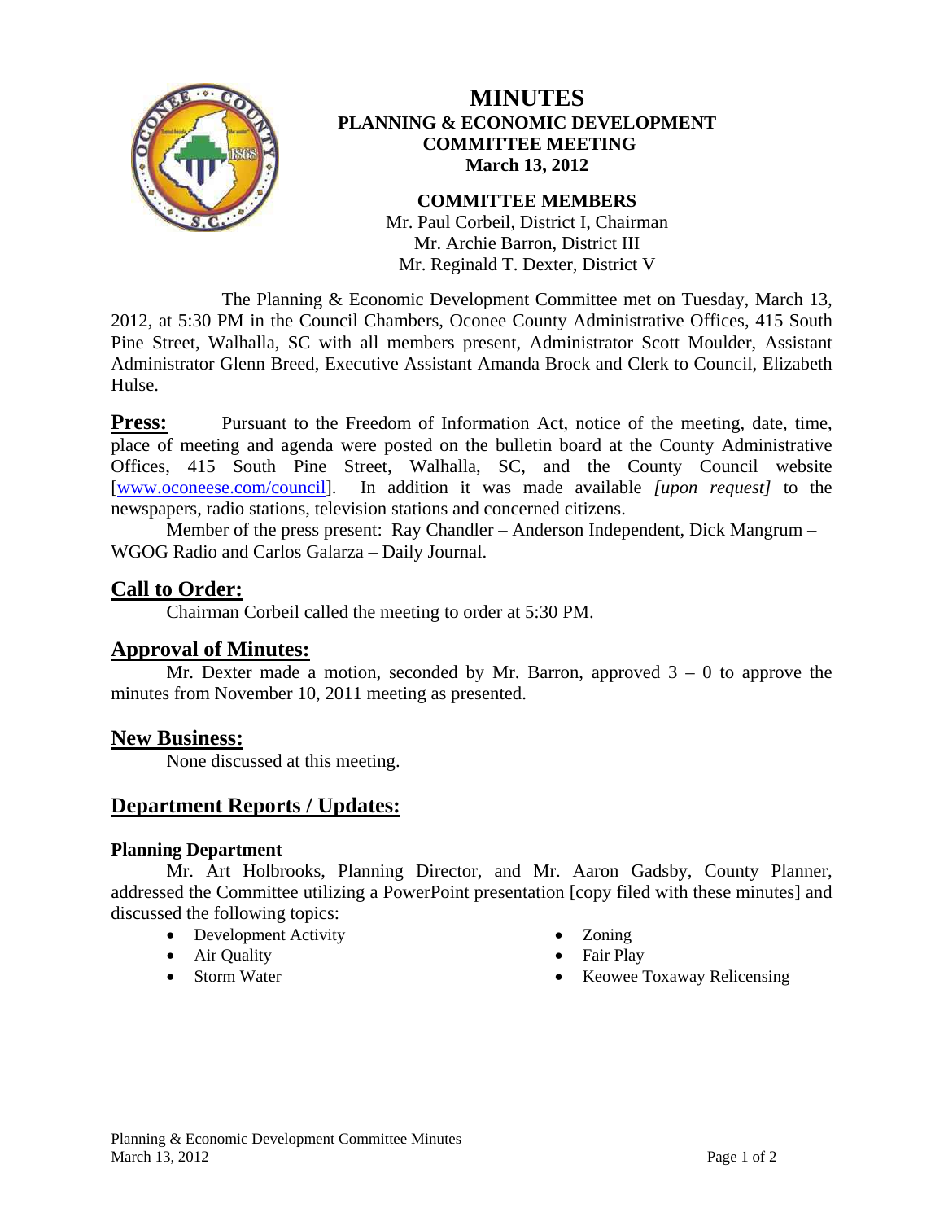# MINUTES

## PLANNING & ECONOMIC DEVELOPMENT COMMITTEE MEETING

**March 13, 2012**

**COMMITTEE MEMBERS**

Mr. Paul Corbeil, District I, Chairman
Mr. Archie Barron, District III
Mr. Reginald T. Dexter, District V

The Planning & Economic Development Committee met on Tuesday, March 13, 2012, at 5:30 PM in the Council Chambers, Oconee County Administrative Offices, 415 South Pine Street, Walhalla, SC with all members present, Administrator Scott Moulder, Assistant Administrator Glenn Breed, Executive Assistant Amanda Brock and Clerk to Council, Elizabeth Hulse.

**Press:** Pursuant to the Freedom of Information Act, notice of the meeting, date, time, place of meeting and agenda were posted on the bulletin board at the County Administrative Offices, 415 South Pine Street, Walhalla, SC, and the County Council website [www.oconeese.com/council]. In addition it was made available *[upon request]* to the newspapers, radio stations, television stations and concerned citizens.

Member of the press present: Ray Chandler – Anderson Independent, Dick Mangrum – WGOG Radio and Carlos Galarza – Daily Journal.

## Call to Order:

Chairman Corbeil called the meeting to order at 5:30 PM.

## Approval of Minutes:

Mr. Dexter made a motion, seconded by Mr. Barron, approved 3 – 0 to approve the minutes from November 10, 2011 meeting as presented.

## New Business:

None discussed at this meeting.

## Department Reports / Updates:

### Planning Department

Mr. Art Holbrooks, Planning Director, and Mr. Aaron Gadsby, County Planner, addressed the Committee utilizing a PowerPoint presentation [copy filed with these minutes] and discussed the following topics:

- Development Activity
- Air Quality
- Storm Water
- Zoning
- Fair Play
- Keowee Toxaway Relicensing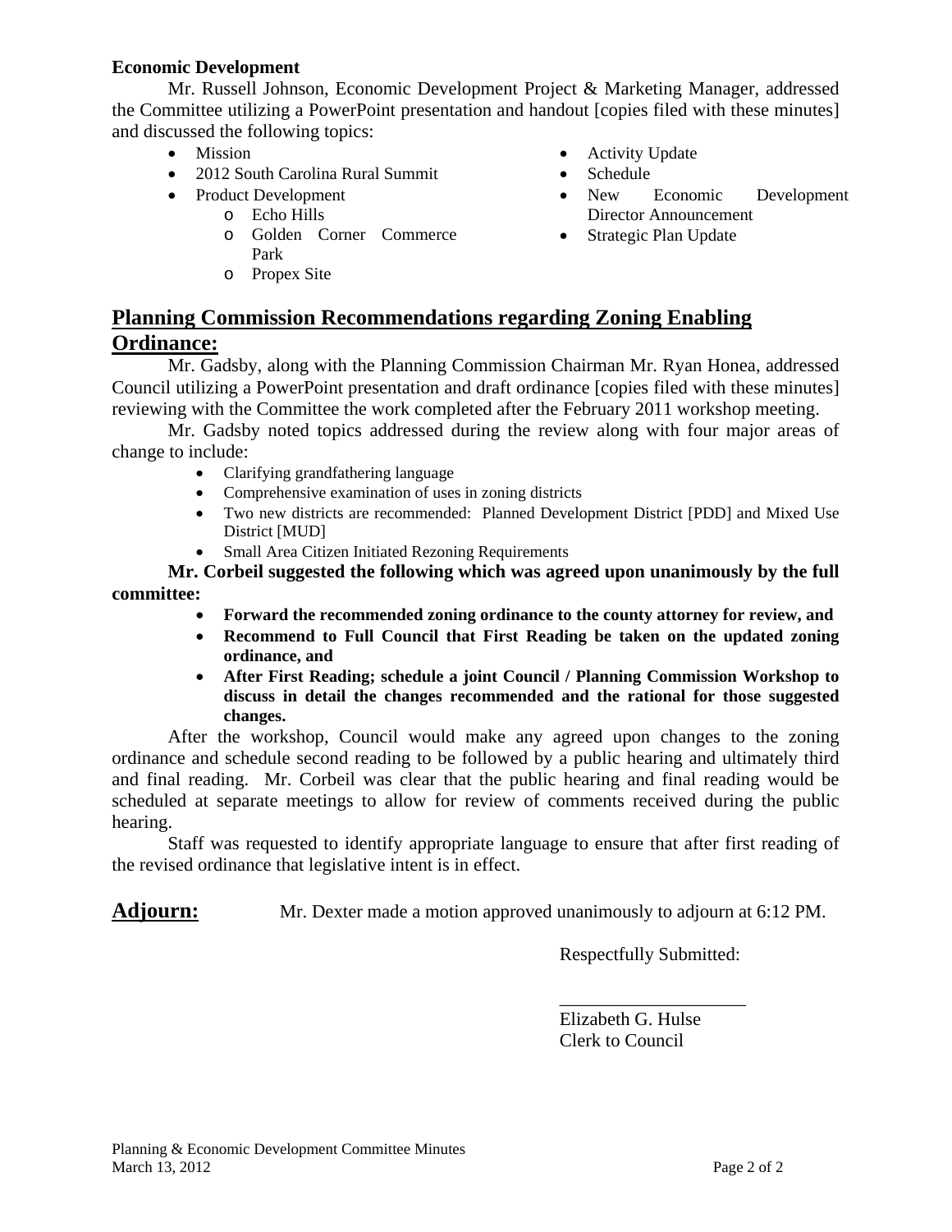**Economic Development**

Mr. Russell Johnson, Economic Development Project & Marketing Manager, addressed the Committee utilizing a PowerPoint presentation and handout [copies filed with these minutes] and discussed the following topics:

- Mission
- 2012 South Carolina Rural Summit
- Product Development
  - Echo Hills
  - Golden Corner Commerce Park
  - Propex Site
- Activity Update
- Schedule
- New Economic Development Director Announcement
- Strategic Plan Update

## Planning Commission Recommendations regarding Zoning Enabling Ordinance:

Mr. Gadsby, along with the Planning Commission Chairman Mr. Ryan Honea, addressed Council utilizing a PowerPoint presentation and draft ordinance [copies filed with these minutes] reviewing with the Committee the work completed after the February 2011 workshop meeting.

Mr. Gadsby noted topics addressed during the review along with four major areas of change to include:

- Clarifying grandfathering language
- Comprehensive examination of uses in zoning districts
- Two new districts are recommended: Planned Development District [PDD] and Mixed Use District [MUD]
- Small Area Citizen Initiated Rezoning Requirements

**Mr. Corbeil suggested the following which was agreed upon unanimously by the full committee:**

- **Forward the recommended zoning ordinance to the county attorney for review, and**
- **Recommend to Full Council that First Reading be taken on the updated zoning ordinance, and**
- **After First Reading; schedule a joint Council / Planning Commission Workshop to discuss in detail the changes recommended and the rational for those suggested changes.**

After the workshop, Council would make any agreed upon changes to the zoning ordinance and schedule second reading to be followed by a public hearing and ultimately third and final reading. Mr. Corbeil was clear that the public hearing and final reading would be scheduled at separate meetings to allow for review of comments received during the public hearing.

Staff was requested to identify appropriate language to ensure that after first reading of the revised ordinance that legislative intent is in effect.

## Adjourn:

Mr. Dexter made a motion approved unanimously to adjourn at 6:12 PM.

Respectfully Submitted:

\_\_\_\_\_\_\_\_\_\_\_\_\_\_\_\_\_\_\_\_

Elizabeth G. Hulse
Clerk to Council